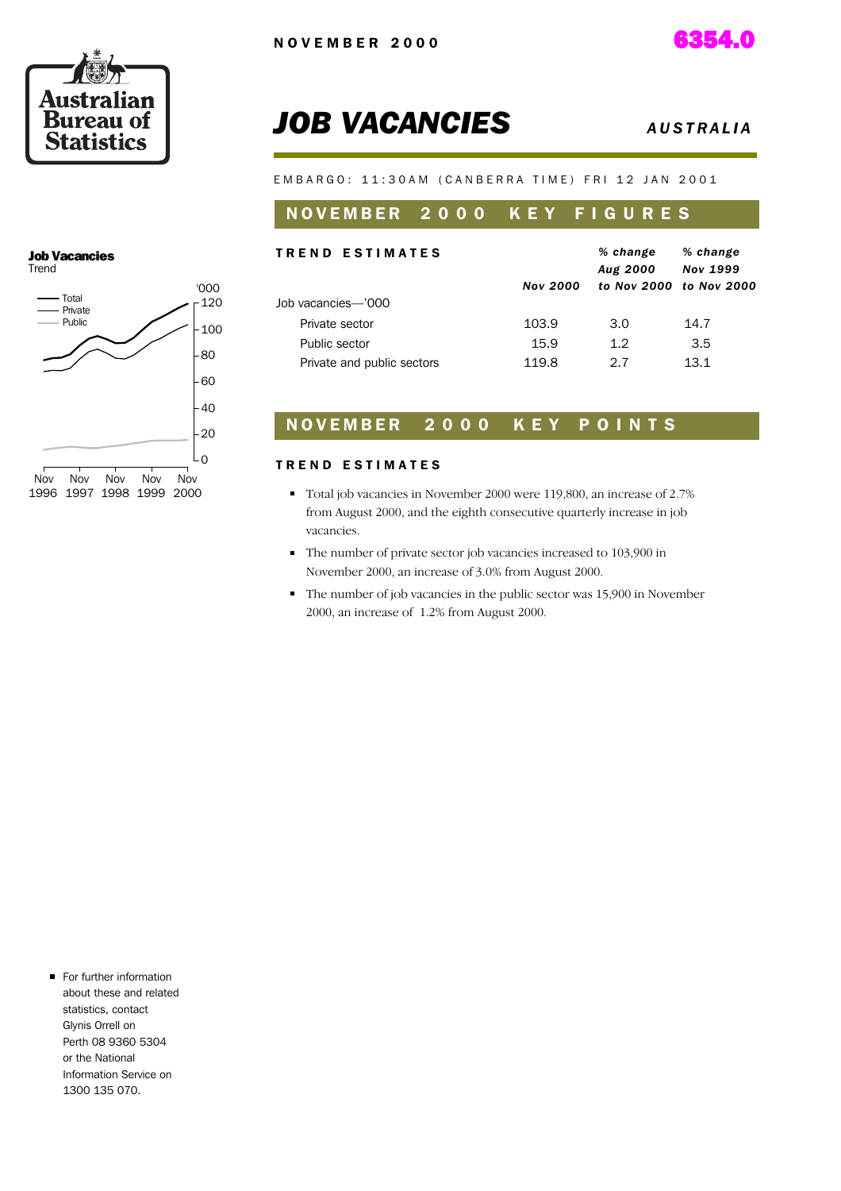NOVEMBER 2000 6354.0

# JOB VACANCIES

*AUSTRALIA*

EMBARGO: 11:30AM (CANBERRA TIME) FRI 12 JAN 2001

## NOVEMBER 2000 KEY FIGURES

| TREND ESTIMATES | Nov 2000 | % change Aug 2000 to Nov 2000 | % change Nov 1999 to Nov 2000 |
|---|---|---|---|
| Job vacancies—'000 | | | |
| Private sector | 103.9 | 3.0 | 14.7 |
| Public sector | 15.9 | 1.2 | 3.5 |
| Private and public sectors | 119.8 | 2.7 | 13.1 |

**Job Vacancies**
Trend

## NOVEMBER 2000 KEY POINTS

### TREND ESTIMATES

- Total job vacancies in November 2000 were 119,800, an increase of 2.7% from August 2000, and the eighth consecutive quarterly increase in job vacancies.
- The number of private sector job vacancies increased to 103,900 in November 2000, an increase of 3.0% from August 2000.
- The number of job vacancies in the public sector was 15,900 in November 2000, an increase of 1.2% from August 2000.

- For further information about these and related statistics, contact Glynis Orrell on Perth 08 9360 5304 or the National Information Service on 1300 135 070.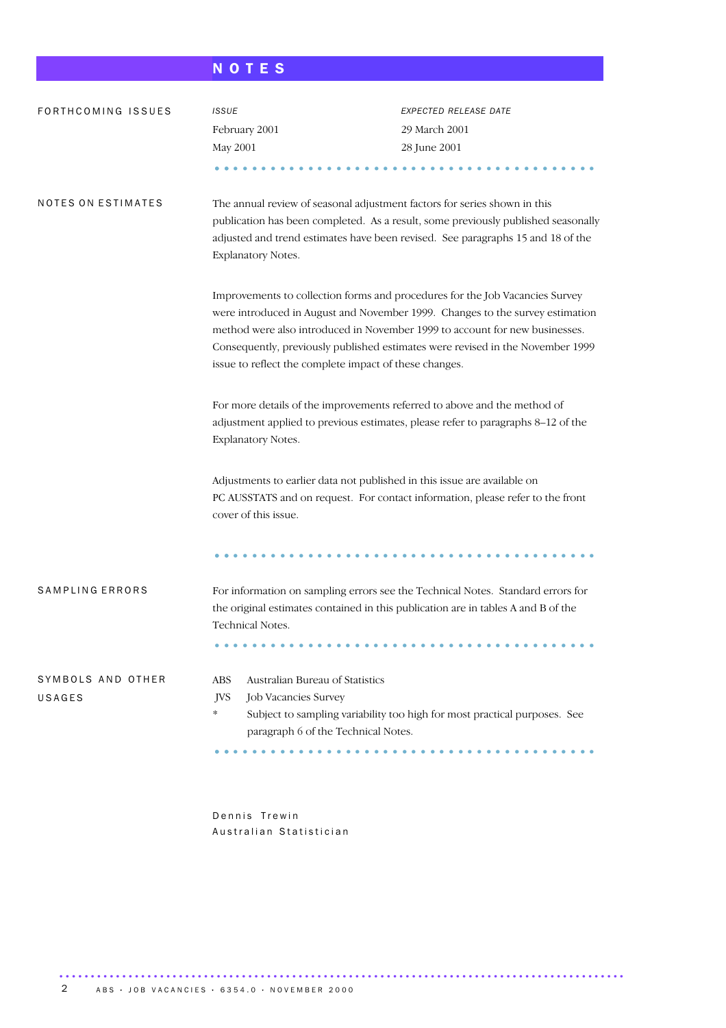# NOTES

## FORTHCOMING ISSUES

| *ISSUE* | *EXPECTED RELEASE DATE* |
|---|---|
| February 2001 | 29 March 2001 |
| May 2001 | 28 June 2001 |

## NOTES ON ESTIMATES

The annual review of seasonal adjustment factors for series shown in this publication has been completed. As a result, some previously published seasonally adjusted and trend estimates have been revised. See paragraphs 15 and 18 of the Explanatory Notes.

Improvements to collection forms and procedures for the Job Vacancies Survey were introduced in August and November 1999. Changes to the survey estimation method were also introduced in November 1999 to account for new businesses. Consequently, previously published estimates were revised in the November 1999 issue to reflect the complete impact of these changes.

For more details of the improvements referred to above and the method of adjustment applied to previous estimates, please refer to paragraphs 8–12 of the Explanatory Notes.

Adjustments to earlier data not published in this issue are available on PC AUSSTATS and on request. For contact information, please refer to the front cover of this issue.

## SAMPLING ERRORS

For information on sampling errors see the Technical Notes. Standard errors for the original estimates contained in this publication are in tables A and B of the Technical Notes.

## SYMBOLS AND OTHER USAGES

- ABS Australian Bureau of Statistics
- JVS Job Vacancies Survey
- * Subject to sampling variability too high for most practical purposes. See paragraph 6 of the Technical Notes.

Dennis Trewin
Australian Statistician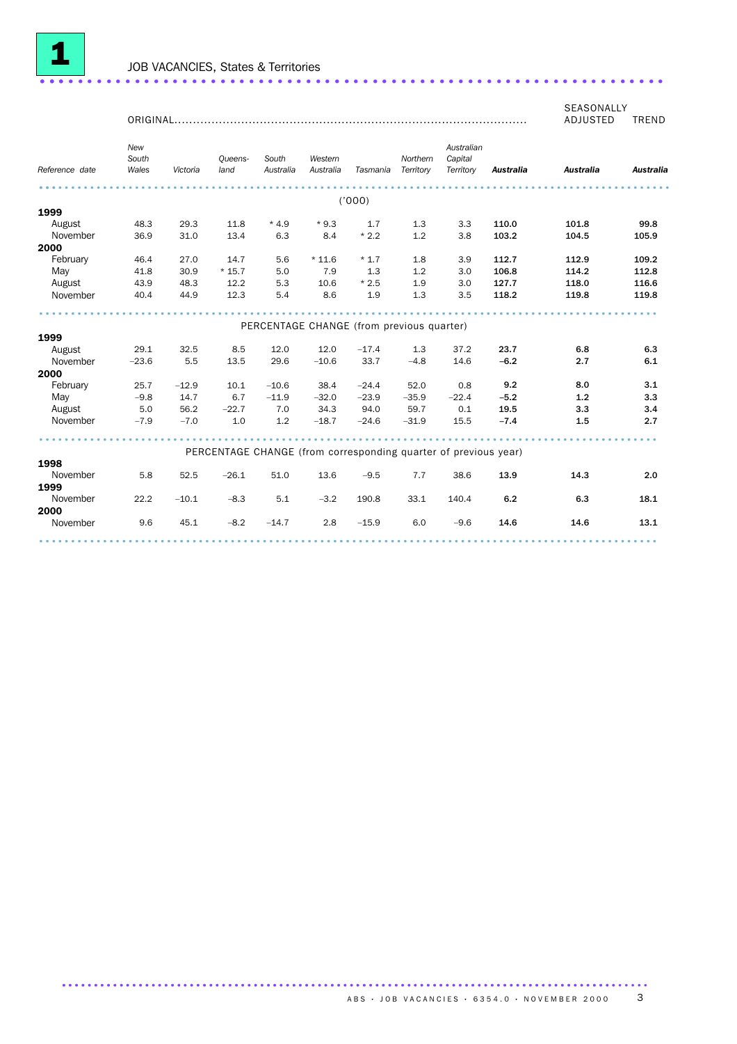# 1 JOB VACANCIES, States & Territories

| Reference date | ORIGINAL | | | | | | | | | SEASONALLY ADJUSTED | TREND |
|---|---|---|---|---|---|---|---|---|---|---|---|
| | *New South Wales* | *Victoria* | *Queens-land* | *South Australia* | *Western Australia* | *Tasmania* | *Northern Territory* | *Australian Capital Territory* | ***Australia*** | ***Australia*** | ***Australia*** |
| | | | | | ('000) | | | | | | |
| **1999** | | | | | | | | | | | |
| August | 48.3 | 29.3 | 11.8 | * 4.9 | * 9.3 | 1.7 | 1.3 | 3.3 | **110.0** | **101.8** | **99.8** |
| November | 36.9 | 31.0 | 13.4 | 6.3 | 8.4 | * 2.2 | 1.2 | 3.8 | **103.2** | **104.5** | **105.9** |
| **2000** | | | | | | | | | | | |
| February | 46.4 | 27.0 | 14.7 | 5.6 | * 11.6 | * 1.7 | 1.8 | 3.9 | **112.7** | **112.9** | **109.2** |
| May | 41.8 | 30.9 | * 15.7 | 5.0 | 7.9 | 1.3 | 1.2 | 3.0 | **106.8** | **114.2** | **112.8** |
| August | 43.9 | 48.3 | 12.2 | 5.3 | 10.6 | * 2.5 | 1.9 | 3.0 | **127.7** | **118.0** | **116.6** |
| November | 40.4 | 44.9 | 12.3 | 5.4 | 8.6 | 1.9 | 1.3 | 3.5 | **118.2** | **119.8** | **119.8** |
| | | | | | PERCENTAGE CHANGE (from previous quarter) | | | | | | |
| **1999** | | | | | | | | | | | |
| August | 29.1 | 32.5 | 8.5 | 12.0 | 12.0 | −17.4 | 1.3 | 37.2 | **23.7** | **6.8** | **6.3** |
| November | −23.6 | 5.5 | 13.5 | 29.6 | −10.6 | 33.7 | −4.8 | 14.6 | **−6.2** | **2.7** | **6.1** |
| **2000** | | | | | | | | | | | |
| February | 25.7 | −12.9 | 10.1 | −10.6 | 38.4 | −24.4 | 52.0 | 0.8 | **9.2** | **8.0** | **3.1** |
| May | −9.8 | 14.7 | 6.7 | −11.9 | −32.0 | −23.9 | −35.9 | −22.4 | **−5.2** | **1.2** | **3.3** |
| August | 5.0 | 56.2 | −22.7 | 7.0 | 34.3 | 94.0 | 59.7 | 0.1 | **19.5** | **3.3** | **3.4** |
| November | −7.9 | −7.0 | 1.0 | 1.2 | −18.7 | −24.6 | −31.9 | 15.5 | **−7.4** | **1.5** | **2.7** |
| | | | | | PERCENTAGE CHANGE (from corresponding quarter of previous year) | | | | | | |
| **1998** | | | | | | | | | | | |
| November | 5.8 | 52.5 | −26.1 | 51.0 | 13.6 | −9.5 | 7.7 | 38.6 | **13.9** | **14.3** | **2.0** |
| **1999** | | | | | | | | | | | |
| November | 22.2 | −10.1 | −8.3 | 5.1 | −3.2 | 190.8 | 33.1 | 140.4 | **6.2** | **6.3** | **18.1** |
| **2000** | | | | | | | | | | | |
| November | 9.6 | 45.1 | −8.2 | −14.7 | 2.8 | −15.9 | 6.0 | −9.6 | **14.6** | **14.6** | **13.1** |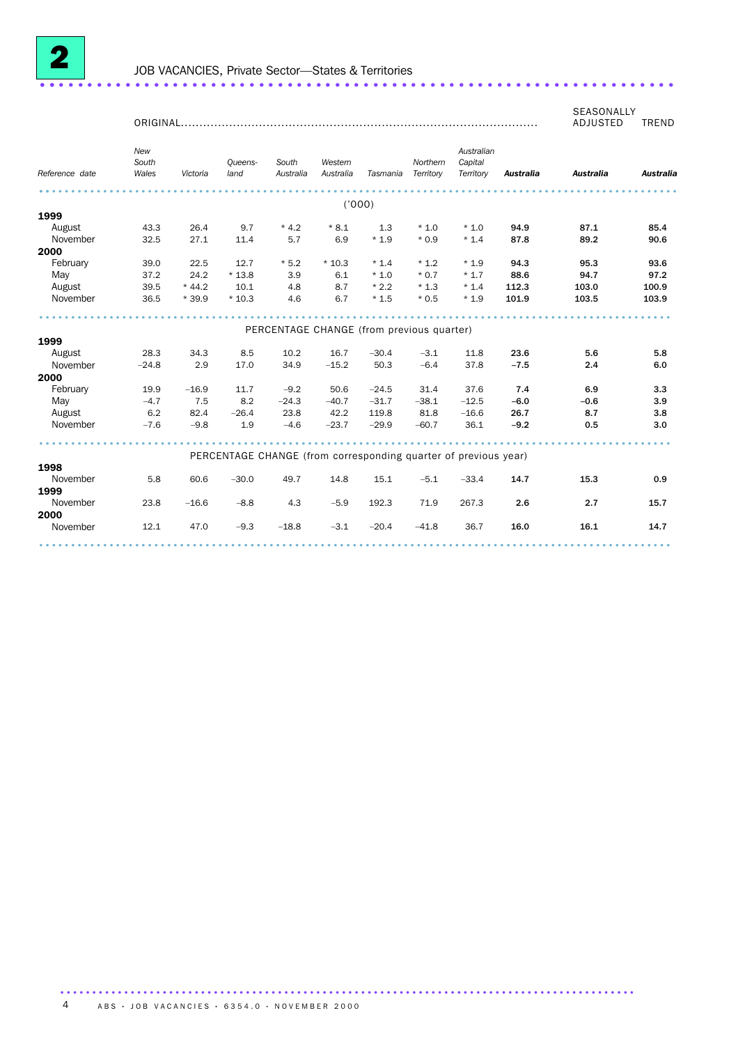# 2 JOB VACANCIES, Private Sector—States & Territories

| Reference date | ORIGINAL | | | | | | | | | SEASONALLY ADJUSTED | TREND |
|---|---|---|---|---|---|---|---|---|---|---|---|
| | *New South Wales* | *Victoria* | *Queensland* | *South Australia* | *Western Australia* | *Tasmania* | *Northern Territory* | *Australian Capital Territory* | ***Australia*** | ***Australia*** | ***Australia*** |
| | | | | | ('000) | | | | | | |
| **1999** | | | | | | | | | | | |
| August | 43.3 | 26.4 | 9.7 | * 4.2 | * 8.1 | 1.3 | * 1.0 | * 1.0 | **94.9** | **87.1** | **85.4** |
| November | 32.5 | 27.1 | 11.4 | 5.7 | 6.9 | * 1.9 | * 0.9 | * 1.4 | **87.8** | **89.2** | **90.6** |
| **2000** | | | | | | | | | | | |
| February | 39.0 | 22.5 | 12.7 | * 5.2 | * 10.3 | * 1.4 | * 1.2 | * 1.9 | **94.3** | **95.3** | **93.6** |
| May | 37.2 | 24.2 | * 13.8 | 3.9 | 6.1 | * 1.0 | * 0.7 | * 1.7 | **88.6** | **94.7** | **97.2** |
| August | 39.5 | * 44.2 | 10.1 | 4.8 | 8.7 | * 2.2 | * 1.3 | * 1.4 | **112.3** | **103.0** | **100.9** |
| November | 36.5 | * 39.9 | * 10.3 | 4.6 | 6.7 | * 1.5 | * 0.5 | * 1.9 | **101.9** | **103.5** | **103.9** |
| | | | | PERCENTAGE CHANGE (from previous quarter) | | | | | | | |
| **1999** | | | | | | | | | | | |
| August | 28.3 | 34.3 | 8.5 | 10.2 | 16.7 | –30.4 | –3.1 | 11.8 | **23.6** | **5.6** | **5.8** |
| November | –24.8 | 2.9 | 17.0 | 34.9 | –15.2 | 50.3 | –6.4 | 37.8 | **–7.5** | **2.4** | **6.0** |
| **2000** | | | | | | | | | | | |
| February | 19.9 | –16.9 | 11.7 | –9.2 | 50.6 | –24.5 | 31.4 | 37.6 | **7.4** | **6.9** | **3.3** |
| May | –4.7 | 7.5 | 8.2 | –24.3 | –40.7 | –31.7 | –38.1 | –12.5 | **–6.0** | **–0.6** | **3.9** |
| August | 6.2 | 82.4 | –26.4 | 23.8 | 42.2 | 119.8 | 81.8 | –16.6 | **26.7** | **8.7** | **3.8** |
| November | –7.6 | –9.8 | 1.9 | –4.6 | –23.7 | –29.9 | –60.7 | 36.1 | **–9.2** | **0.5** | **3.0** |
| | | | | PERCENTAGE CHANGE (from corresponding quarter of previous year) | | | | | | | |
| **1998** | | | | | | | | | | | |
| November | 5.8 | 60.6 | –30.0 | 49.7 | 14.8 | 15.1 | –5.1 | –33.4 | **14.7** | **15.3** | **0.9** |
| **1999** | | | | | | | | | | | |
| November | 23.8 | –16.6 | –8.8 | 4.3 | –5.9 | 192.3 | 71.9 | 267.3 | **2.6** | **2.7** | **15.7** |
| **2000** | | | | | | | | | | | |
| November | 12.1 | 47.0 | –9.3 | –18.8 | –3.1 | –20.4 | –41.8 | 36.7 | **16.0** | **16.1** | **14.7** |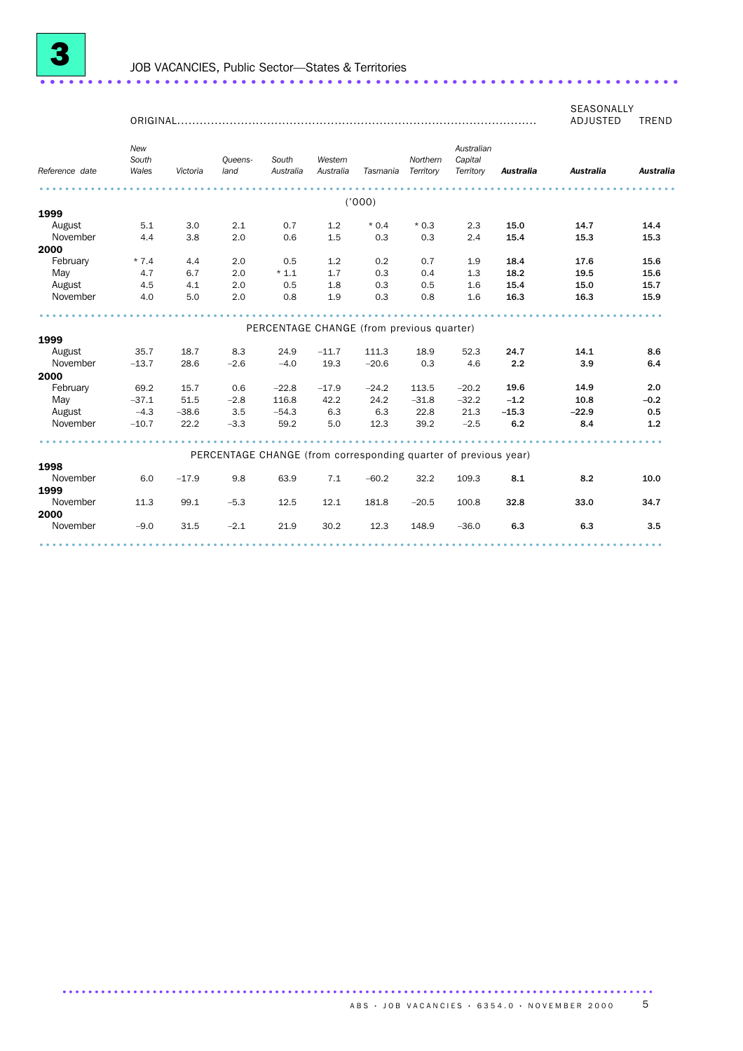# 3 JOB VACANCIES, Public Sector—States & Territories

| Reference date | New South Wales | Victoria | Queensland | South Australia | Western Australia | Tasmania | Northern Territory | Australian Capital Territory | Australia | Australia (Seasonally adjusted) | Australia (Trend) |
|---|---|---|---|---|---|---|---|---|---|---|---|
| | ORIGINAL | | | | | | | | | SEASONALLY ADJUSTED | TREND |
| | ('000) | | | | | | | | | | |
| **1999** | | | | | | | | | | | |
| August | 5.1 | 3.0 | 2.1 | 0.7 | 1.2 | * 0.4 | * 0.3 | 2.3 | **15.0** | **14.7** | **14.4** |
| November | 4.4 | 3.8 | 2.0 | 0.6 | 1.5 | 0.3 | 0.3 | 2.4 | **15.4** | **15.3** | **15.3** |
| **2000** | | | | | | | | | | | |
| February | * 7.4 | 4.4 | 2.0 | 0.5 | 1.2 | 0.2 | 0.7 | 1.9 | **18.4** | **17.6** | **15.6** |
| May | 4.7 | 6.7 | 2.0 | * 1.1 | 1.7 | 0.3 | 0.4 | 1.3 | **18.2** | **19.5** | **15.6** |
| August | 4.5 | 4.1 | 2.0 | 0.5 | 1.8 | 0.3 | 0.5 | 1.6 | **15.4** | **15.0** | **15.7** |
| November | 4.0 | 5.0 | 2.0 | 0.8 | 1.9 | 0.3 | 0.8 | 1.6 | **16.3** | **16.3** | **15.9** |
| | PERCENTAGE CHANGE (from previous quarter) | | | | | | | | | | |
| **1999** | | | | | | | | | | | |
| August | 35.7 | 18.7 | 8.3 | 24.9 | −11.7 | 111.3 | 18.9 | 52.3 | **24.7** | **14.1** | **8.6** |
| November | −13.7 | 28.6 | −2.6 | −4.0 | 19.3 | −20.6 | 0.3 | 4.6 | **2.2** | **3.9** | **6.4** |
| **2000** | | | | | | | | | | | |
| February | 69.2 | 15.7 | 0.6 | −22.8 | −17.9 | −24.2 | 113.5 | −20.2 | **19.6** | **14.9** | **2.0** |
| May | −37.1 | 51.5 | −2.8 | 116.8 | 42.2 | 24.2 | −31.8 | −32.2 | **−1.2** | **10.8** | **−0.2** |
| August | −4.3 | −38.6 | 3.5 | −54.3 | 6.3 | 6.3 | 22.8 | 21.3 | **−15.3** | **−22.9** | **0.5** |
| November | −10.7 | 22.2 | −3.3 | 59.2 | 5.0 | 12.3 | 39.2 | −2.5 | **6.2** | **8.4** | **1.2** |
| | PERCENTAGE CHANGE (from corresponding quarter of previous year) | | | | | | | | | | |
| **1998** | | | | | | | | | | | |
| November | 6.0 | −17.9 | 9.8 | 63.9 | 7.1 | −60.2 | 32.2 | 109.3 | **8.1** | **8.2** | **10.0** |
| **1999** | | | | | | | | | | | |
| November | 11.3 | 99.1 | −5.3 | 12.5 | 12.1 | 181.8 | −20.5 | 100.8 | **32.8** | **33.0** | **34.7** |
| **2000** | | | | | | | | | | | |
| November | −9.0 | 31.5 | −2.1 | 21.9 | 30.2 | 12.3 | 148.9 | −36.0 | **6.3** | **6.3** | **3.5** |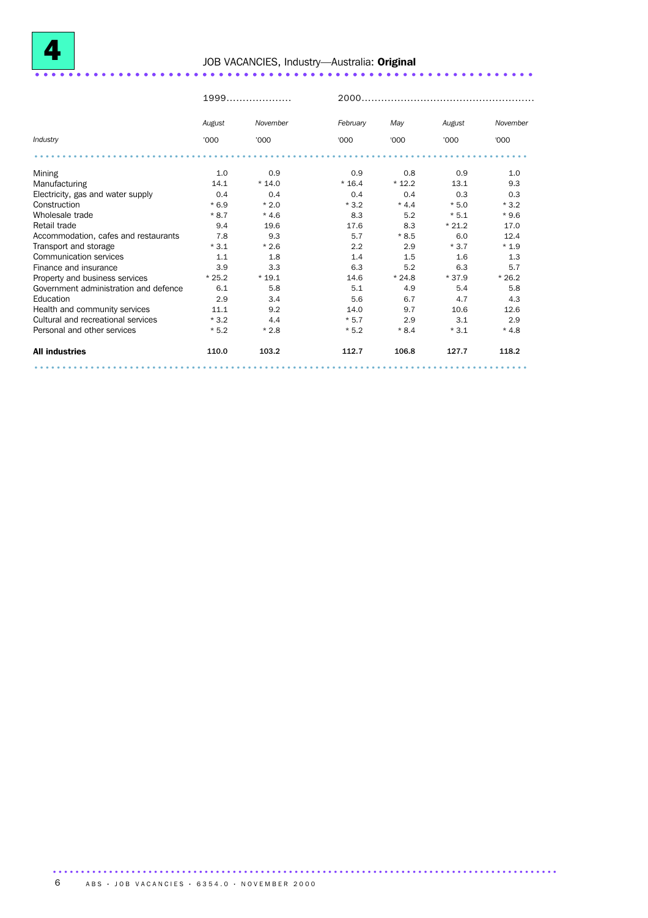# 4 JOB VACANCIES, Industry—Australia: **Original**

| | 1999 | | 2000 | | | |
|---|---|---|---|---|---|---|
| | *August* | *November* | *February* | *May* | *August* | *November* |
| *Industry* | '000 | '000 | '000 | '000 | '000 | '000 |
| Mining | 1.0 | 0.9 | 0.9 | 0.8 | 0.9 | 1.0 |
| Manufacturing | 14.1 | * 14.0 | * 16.4 | * 12.2 | 13.1 | 9.3 |
| Electricity, gas and water supply | 0.4 | 0.4 | 0.4 | 0.4 | 0.3 | 0.3 |
| Construction | * 6.9 | * 2.0 | * 3.2 | * 4.4 | * 5.0 | * 3.2 |
| Wholesale trade | * 8.7 | * 4.6 | 8.3 | 5.2 | * 5.1 | * 9.6 |
| Retail trade | 9.4 | 19.6 | 17.6 | 8.3 | * 21.2 | 17.0 |
| Accommodation, cafes and restaurants | 7.8 | 9.3 | 5.7 | * 8.5 | 6.0 | 12.4 |
| Transport and storage | * 3.1 | * 2.6 | 2.2 | 2.9 | * 3.7 | * 1.9 |
| Communication services | 1.1 | 1.8 | 1.4 | 1.5 | 1.6 | 1.3 |
| Finance and insurance | 3.9 | 3.3 | 6.3 | 5.2 | 6.3 | 5.7 |
| Property and business services | * 25.2 | * 19.1 | 14.6 | * 24.8 | * 37.9 | * 26.2 |
| Government administration and defence | 6.1 | 5.8 | 5.1 | 4.9 | 5.4 | 5.8 |
| Education | 2.9 | 3.4 | 5.6 | 6.7 | 4.7 | 4.3 |
| Health and community services | 11.1 | 9.2 | 14.0 | 9.7 | 10.6 | 12.6 |
| Cultural and recreational services | * 3.2 | 4.4 | * 5.7 | 2.9 | 3.1 | 2.9 |
| Personal and other services | * 5.2 | * 2.8 | * 5.2 | * 8.4 | * 3.1 | * 4.8 |
| **All industries** | **110.0** | **103.2** | **112.7** | **106.8** | **127.7** | **118.2** |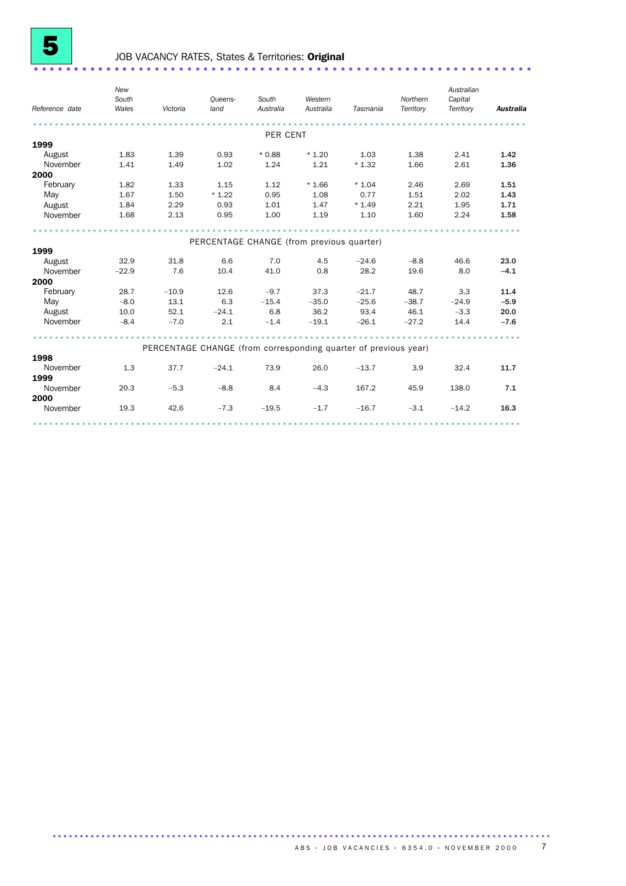# 5 JOB VACANCY RATES, States & Territories: **Original**

| *Reference date* | *New South Wales* | *Victoria* | *Queens-land* | *South Australia* | *Western Australia* | *Tasmania* | *Northern Territory* | *Australian Capital Territory* | ***Australia*** |
|---|---|---|---|---|---|---|---|---|---|
| | | | | PER CENT | | | | | |
| **1999** | | | | | | | | | |
| August | 1.83 | 1.39 | 0.93 | * 0.88 | * 1.20 | 1.03 | 1.38 | 2.41 | **1.42** |
| November | 1.41 | 1.49 | 1.02 | 1.24 | 1.21 | * 1.32 | 1.66 | 2.61 | **1.36** |
| **2000** | | | | | | | | | |
| February | 1.82 | 1.33 | 1.15 | 1.12 | * 1.66 | * 1.04 | 2.46 | 2.69 | **1.51** |
| May | 1.67 | 1.50 | * 1.22 | 0.95 | 1.08 | 0.77 | 1.51 | 2.02 | **1.43** |
| August | 1.84 | 2.29 | 0.93 | 1.01 | 1.47 | * 1.49 | 2.21 | 1.95 | **1.71** |
| November | 1.68 | 2.13 | 0.95 | 1.00 | 1.19 | 1.10 | 1.60 | 2.24 | **1.58** |
| | | | | PERCENTAGE CHANGE (from previous quarter) | | | | | |
| **1999** | | | | | | | | | |
| August | 32.9 | 31.8 | 6.6 | 7.0 | 4.5 | –24.6 | –8.8 | 46.6 | **23.0** |
| November | –22.9 | 7.6 | 10.4 | 41.0 | 0.8 | 28.2 | 19.6 | 8.0 | **–4.1** |
| **2000** | | | | | | | | | |
| February | 28.7 | –10.9 | 12.6 | –9.7 | 37.3 | –21.7 | 48.7 | 3.3 | **11.4** |
| May | –8.0 | 13.1 | 6.3 | –15.4 | –35.0 | –25.6 | –38.7 | –24.9 | **–5.9** |
| August | 10.0 | 52.1 | –24.1 | 6.8 | 36.2 | 93.4 | 46.1 | –3.3 | **20.0** |
| November | –8.4 | –7.0 | 2.1 | –1.4 | –19.1 | –26.1 | –27.2 | 14.4 | **–7.6** |
| | | | | PERCENTAGE CHANGE (from corresponding quarter of previous year) | | | | | |
| **1998** | | | | | | | | | |
| November | 1.3 | 37.7 | –24.1 | 73.9 | 26.0 | –13.7 | 3.9 | 32.4 | **11.7** |
| **1999** | | | | | | | | | |
| November | 20.3 | –5.3 | –8.8 | 8.4 | –4.3 | 167.2 | 45.9 | 138.0 | **7.1** |
| **2000** | | | | | | | | | |
| November | 19.3 | 42.6 | –7.3 | –19.5 | –1.7 | –16.7 | –3.1 | –14.2 | **16.3** |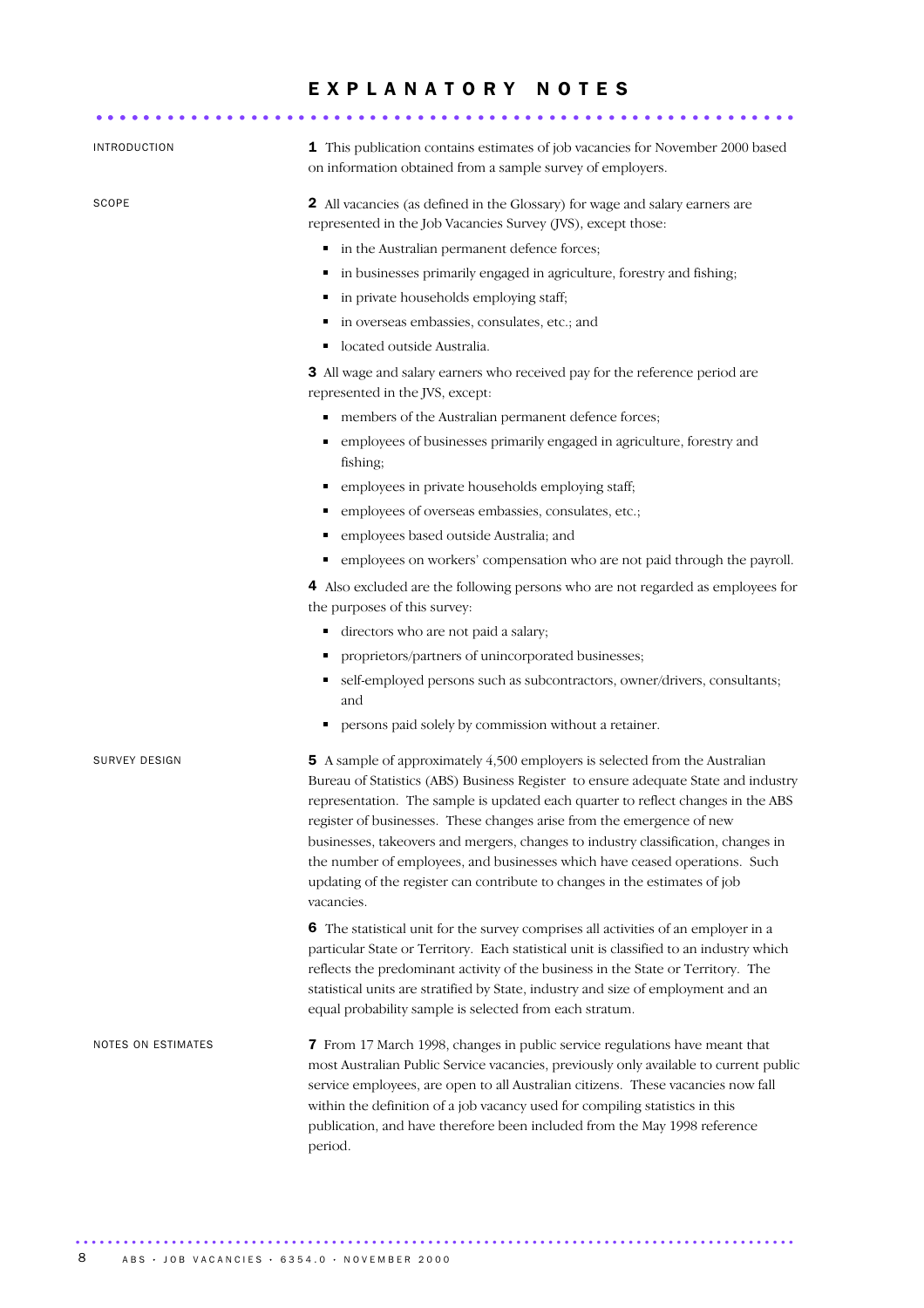# EXPLANATORY NOTES

## INTRODUCTION

**1** This publication contains estimates of job vacancies for November 2000 based on information obtained from a sample survey of employers.

## SCOPE

**2** All vacancies (as defined in the Glossary) for wage and salary earners are represented in the Job Vacancies Survey (JVS), except those:

- in the Australian permanent defence forces;
- in businesses primarily engaged in agriculture, forestry and fishing;
- in private households employing staff;
- in overseas embassies, consulates, etc.; and
- located outside Australia.

**3** All wage and salary earners who received pay for the reference period are represented in the JVS, except:

- members of the Australian permanent defence forces;
- employees of businesses primarily engaged in agriculture, forestry and fishing;
- employees in private households employing staff;
- employees of overseas embassies, consulates, etc.;
- employees based outside Australia; and
- employees on workers' compensation who are not paid through the payroll.

**4** Also excluded are the following persons who are not regarded as employees for the purposes of this survey:

- directors who are not paid a salary;
- proprietors/partners of unincorporated businesses;
- self-employed persons such as subcontractors, owner/drivers, consultants; and
- persons paid solely by commission without a retainer.

## SURVEY DESIGN

**5** A sample of approximately 4,500 employers is selected from the Australian Bureau of Statistics (ABS) Business Register to ensure adequate State and industry representation. The sample is updated each quarter to reflect changes in the ABS register of businesses. These changes arise from the emergence of new businesses, takeovers and mergers, changes to industry classification, changes in the number of employees, and businesses which have ceased operations. Such updating of the register can contribute to changes in the estimates of job vacancies.

**6** The statistical unit for the survey comprises all activities of an employer in a particular State or Territory. Each statistical unit is classified to an industry which reflects the predominant activity of the business in the State or Territory. The statistical units are stratified by State, industry and size of employment and an equal probability sample is selected from each stratum.

## NOTES ON ESTIMATES

**7** From 17 March 1998, changes in public service regulations have meant that most Australian Public Service vacancies, previously only available to current public service employees, are open to all Australian citizens. These vacancies now fall within the definition of a job vacancy used for compiling statistics in this publication, and have therefore been included from the May 1998 reference period.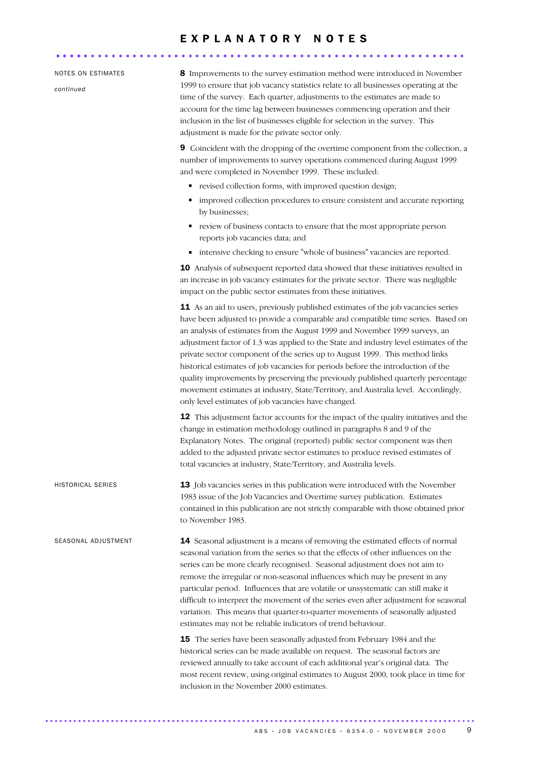# EXPLANATORY NOTES

NOTES ON ESTIMATES *continued*

**8** Improvements to the survey estimation method were introduced in November 1999 to ensure that job vacancy statistics relate to all businesses operating at the time of the survey. Each quarter, adjustments to the estimates are made to account for the time lag between businesses commencing operation and their inclusion in the list of businesses eligible for selection in the survey. This adjustment is made for the private sector only.

**9** Coincident with the dropping of the overtime component from the collection, a number of improvements to survey operations commenced during August 1999 and were completed in November 1999. These included:

- revised collection forms, with improved question design;
- improved collection procedures to ensure consistent and accurate reporting by businesses;
- review of business contacts to ensure that the most appropriate person reports job vacancies data; and
- intensive checking to ensure "whole of business" vacancies are reported.

**10** Analysis of subsequent reported data showed that these initiatives resulted in an increase in job vacancy estimates for the private sector. There was negligible impact on the public sector estimates from these initiatives.

**11** As an aid to users, previously published estimates of the job vacancies series have been adjusted to provide a comparable and compatible time series. Based on an analysis of estimates from the August 1999 and November 1999 surveys, an adjustment factor of 1.3 was applied to the State and industry level estimates of the private sector component of the series up to August 1999. This method links historical estimates of job vacancies for periods before the introduction of the quality improvements by preserving the previously published quarterly percentage movement estimates at industry, State/Territory, and Australia level. Accordingly, only level estimates of job vacancies have changed.

**12** This adjustment factor accounts for the impact of the quality initiatives and the change in estimation methodology outlined in paragraphs 8 and 9 of the Explanatory Notes. The original (reported) public sector component was then added to the adjusted private sector estimates to produce revised estimates of total vacancies at industry, State/Territory, and Australia levels.

## HISTORICAL SERIES

**13** Job vacancies series in this publication were introduced with the November 1983 issue of the Job Vacancies and Overtime survey publication. Estimates contained in this publication are not strictly comparable with those obtained prior to November 1983.

## SEASONAL ADJUSTMENT

**14** Seasonal adjustment is a means of removing the estimated effects of normal seasonal variation from the series so that the effects of other influences on the series can be more clearly recognised. Seasonal adjustment does not aim to remove the irregular or non-seasonal influences which may be present in any particular period. Influences that are volatile or unsystematic can still make it difficult to interpret the movement of the series even after adjustment for seasonal variation. This means that quarter-to-quarter movements of seasonally adjusted estimates may not be reliable indicators of trend behaviour.

**15** The series have been seasonally adjusted from February 1984 and the historical series can be made available on request. The seasonal factors are reviewed annually to take account of each additional year's original data. The most recent review, using original estimates to August 2000, took place in time for inclusion in the November 2000 estimates.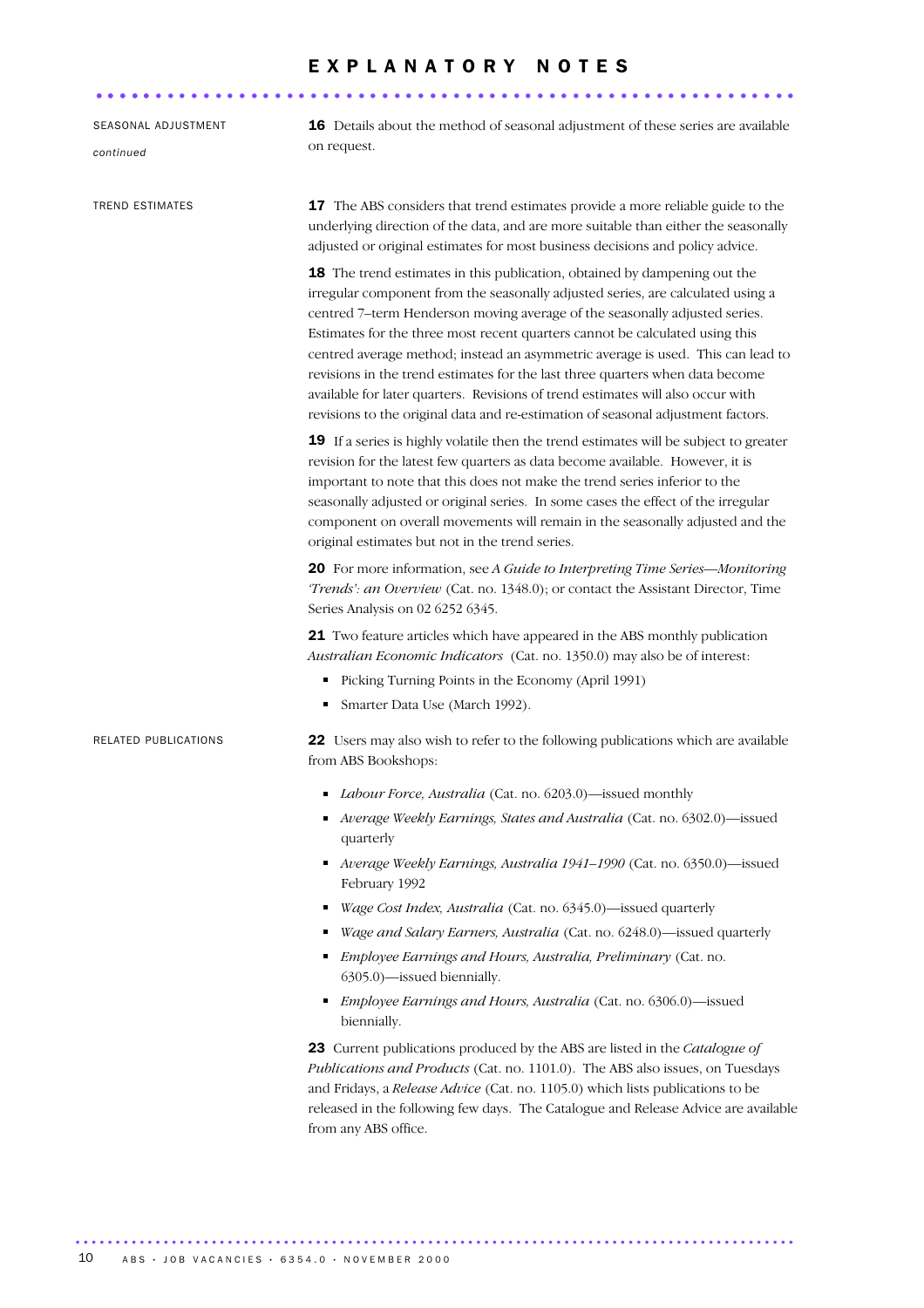# EXPLANATORY NOTES

SEASONAL ADJUSTMENT *continued*

**16** Details about the method of seasonal adjustment of these series are available on request.

## TREND ESTIMATES

**17** The ABS considers that trend estimates provide a more reliable guide to the underlying direction of the data, and are more suitable than either the seasonally adjusted or original estimates for most business decisions and policy advice.

**18** The trend estimates in this publication, obtained by dampening out the irregular component from the seasonally adjusted series, are calculated using a centred 7–term Henderson moving average of the seasonally adjusted series. Estimates for the three most recent quarters cannot be calculated using this centred average method; instead an asymmetric average is used. This can lead to revisions in the trend estimates for the last three quarters when data become available for later quarters. Revisions of trend estimates will also occur with revisions to the original data and re-estimation of seasonal adjustment factors.

**19** If a series is highly volatile then the trend estimates will be subject to greater revision for the latest few quarters as data become available. However, it is important to note that this does not make the trend series inferior to the seasonally adjusted or original series. In some cases the effect of the irregular component on overall movements will remain in the seasonally adjusted and the original estimates but not in the trend series.

**20** For more information, see *A Guide to Interpreting Time Series—Monitoring 'Trends': an Overview* (Cat. no. 1348.0); or contact the Assistant Director, Time Series Analysis on 02 6252 6345.

**21** Two feature articles which have appeared in the ABS monthly publication *Australian Economic Indicators* (Cat. no. 1350.0) may also be of interest:

- Picking Turning Points in the Economy (April 1991)
- Smarter Data Use (March 1992).

## RELATED PUBLICATIONS

**22** Users may also wish to refer to the following publications which are available from ABS Bookshops:

- *Labour Force, Australia* (Cat. no. 6203.0)—issued monthly
- *Average Weekly Earnings, States and Australia* (Cat. no. 6302.0)—issued quarterly
- *Average Weekly Earnings, Australia 1941–1990* (Cat. no. 6350.0)—issued February 1992
- *Wage Cost Index, Australia* (Cat. no. 6345.0)—issued quarterly
- *Wage and Salary Earners, Australia* (Cat. no. 6248.0)—issued quarterly
- *Employee Earnings and Hours, Australia, Preliminary* (Cat. no. 6305.0)—issued biennially.
- *Employee Earnings and Hours, Australia* (Cat. no. 6306.0)—issued biennially.

**23** Current publications produced by the ABS are listed in the *Catalogue of Publications and Products* (Cat. no. 1101.0). The ABS also issues, on Tuesdays and Fridays, a *Release Advice* (Cat. no. 1105.0) which lists publications to be released in the following few days. The Catalogue and Release Advice are available from any ABS office.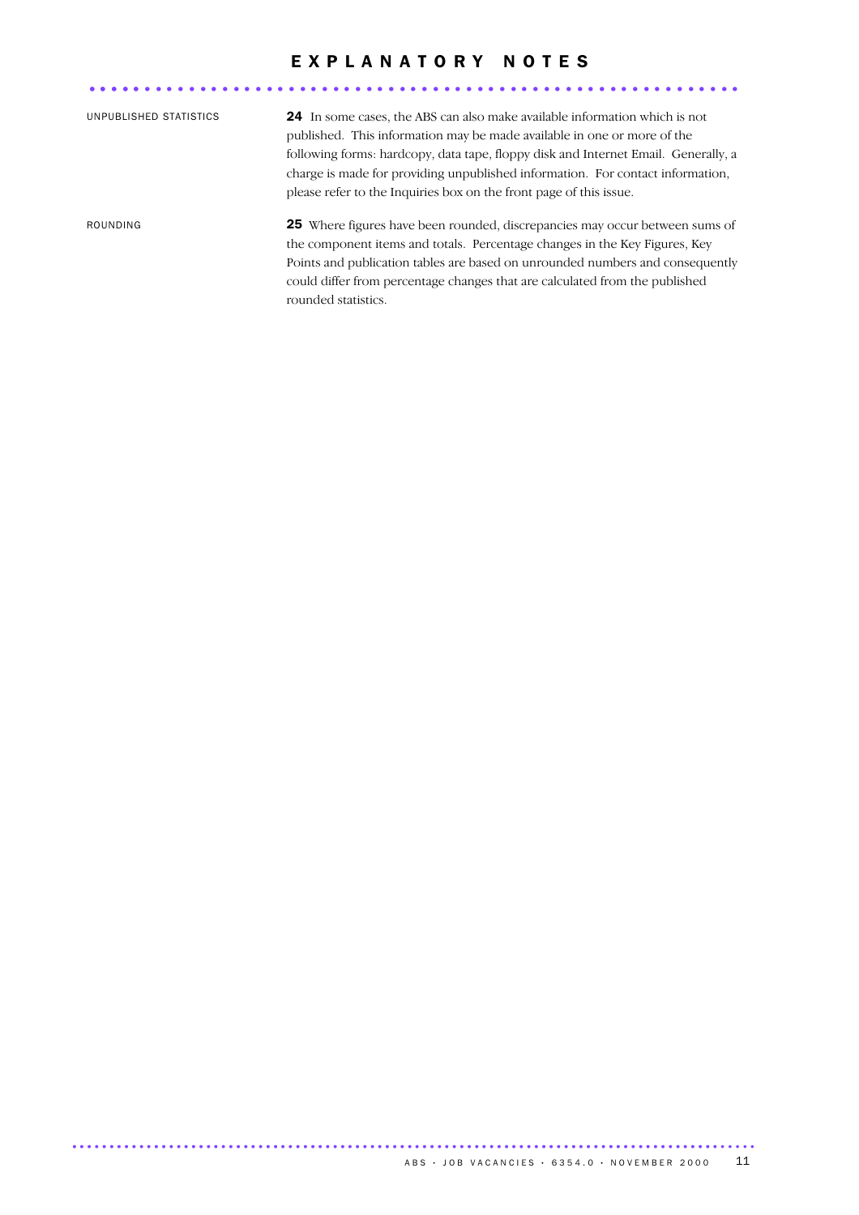# EXPLANATORY NOTES

### UNPUBLISHED STATISTICS

**24** In some cases, the ABS can also make available information which is not published. This information may be made available in one or more of the following forms: hardcopy, data tape, floppy disk and Internet Email. Generally, a charge is made for providing unpublished information. For contact information, please refer to the Inquiries box on the front page of this issue.

### ROUNDING

**25** Where figures have been rounded, discrepancies may occur between sums of the component items and totals. Percentage changes in the Key Figures, Key Points and publication tables are based on unrounded numbers and consequently could differ from percentage changes that are calculated from the published rounded statistics.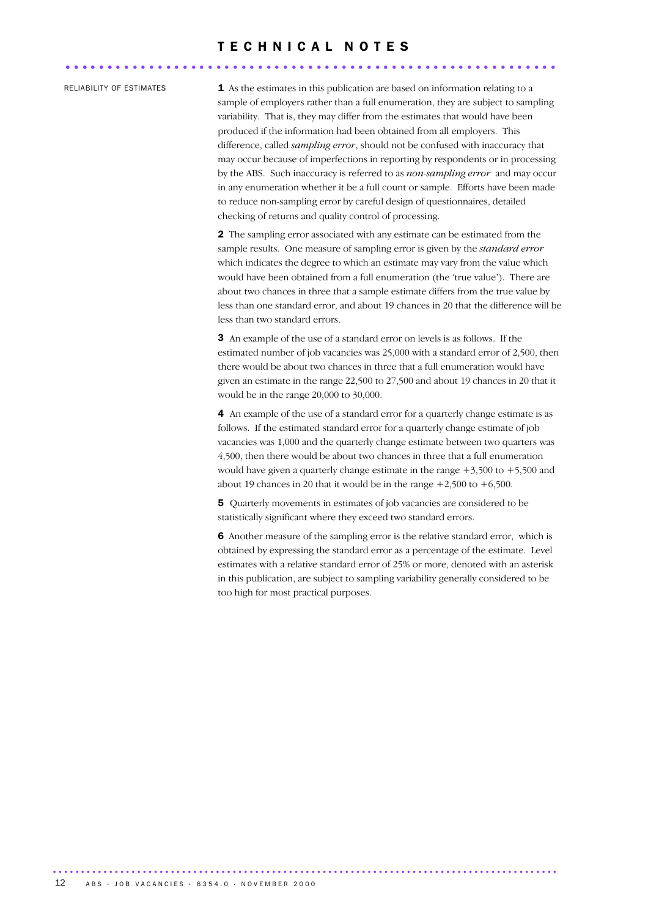# TECHNICAL NOTES

## RELIABILITY OF ESTIMATES

**1** As the estimates in this publication are based on information relating to a sample of employers rather than a full enumeration, they are subject to sampling variability. That is, they may differ from the estimates that would have been produced if the information had been obtained from all employers. This difference, called *sampling error*, should not be confused with inaccuracy that may occur because of imperfections in reporting by respondents or in processing by the ABS. Such inaccuracy is referred to as *non-sampling error* and may occur in any enumeration whether it be a full count or sample. Efforts have been made to reduce non-sampling error by careful design of questionnaires, detailed checking of returns and quality control of processing.

**2** The sampling error associated with any estimate can be estimated from the sample results. One measure of sampling error is given by the *standard error* which indicates the degree to which an estimate may vary from the value which would have been obtained from a full enumeration (the 'true value'). There are about two chances in three that a sample estimate differs from the true value by less than one standard error, and about 19 chances in 20 that the difference will be less than two standard errors.

**3** An example of the use of a standard error on levels is as follows. If the estimated number of job vacancies was 25,000 with a standard error of 2,500, then there would be about two chances in three that a full enumeration would have given an estimate in the range 22,500 to 27,500 and about 19 chances in 20 that it would be in the range 20,000 to 30,000.

**4** An example of the use of a standard error for a quarterly change estimate is as follows. If the estimated standard error for a quarterly change estimate of job vacancies was 1,000 and the quarterly change estimate between two quarters was 4,500, then there would be about two chances in three that a full enumeration would have given a quarterly change estimate in the range +3,500 to +5,500 and about 19 chances in 20 that it would be in the range +2,500 to +6,500.

**5** Quarterly movements in estimates of job vacancies are considered to be statistically significant where they exceed two standard errors.

**6** Another measure of the sampling error is the relative standard error, which is obtained by expressing the standard error as a percentage of the estimate. Level estimates with a relative standard error of 25% or more, denoted with an asterisk in this publication, are subject to sampling variability generally considered to be too high for most practical purposes.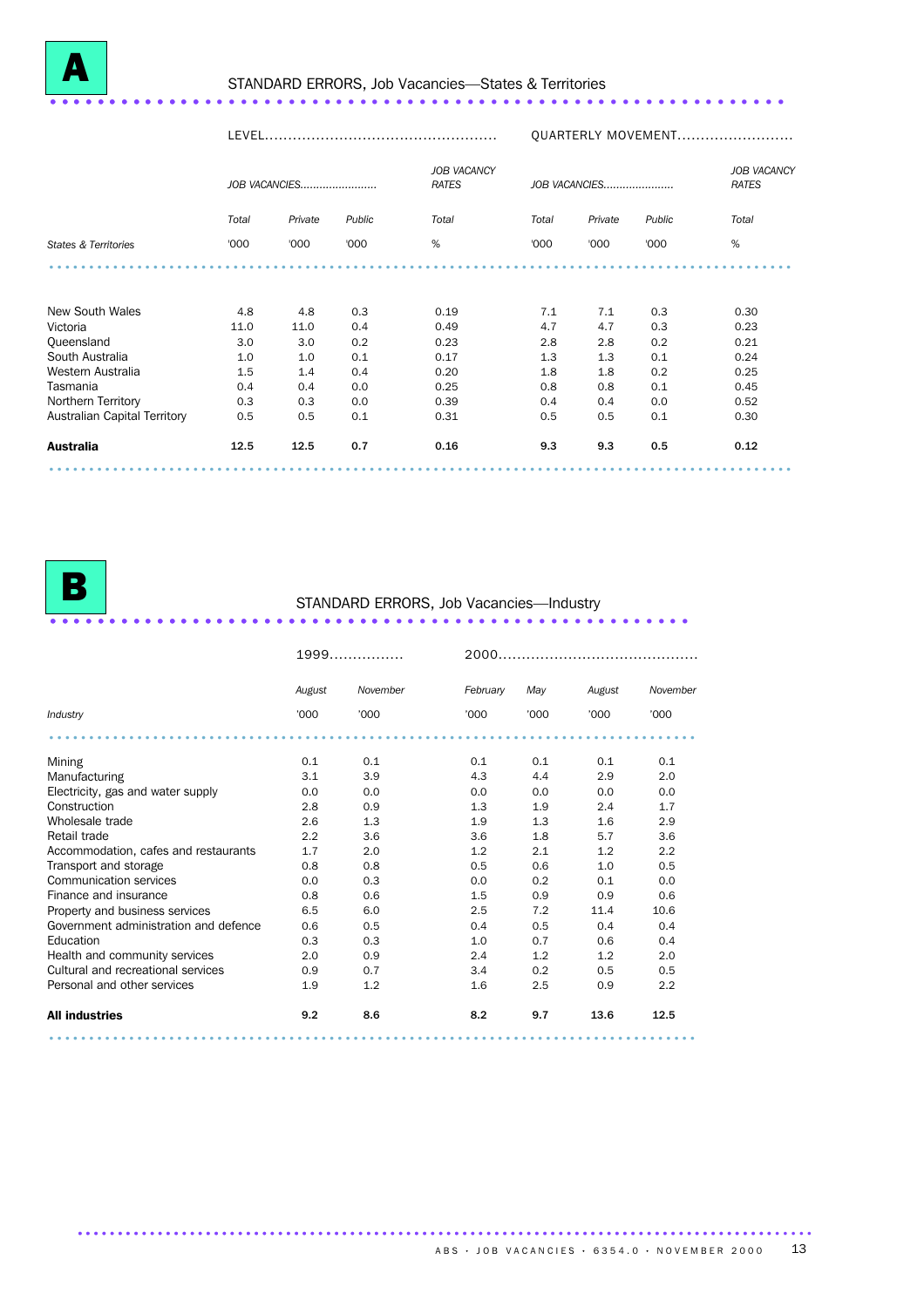# A

## STANDARD ERRORS, Job Vacancies—States & Territories

| | LEVEL | | | | QUARTERLY MOVEMENT | | | |
|---|---|---|---|---|---|---|---|---|
| | *JOB VACANCIES* | | | *JOB VACANCY RATES* | *JOB VACANCIES* | | | *JOB VACANCY RATES* |
| | *Total* | *Private* | *Public* | *Total* | *Total* | *Private* | *Public* | *Total* |
| *States & Territories* | '000 | '000 | '000 | % | '000 | '000 | '000 | % |
| New South Wales | 4.8 | 4.8 | 0.3 | 0.19 | 7.1 | 7.1 | 0.3 | 0.30 |
| Victoria | 11.0 | 11.0 | 0.4 | 0.49 | 4.7 | 4.7 | 0.3 | 0.23 |
| Queensland | 3.0 | 3.0 | 0.2 | 0.23 | 2.8 | 2.8 | 0.2 | 0.21 |
| South Australia | 1.0 | 1.0 | 0.1 | 0.17 | 1.3 | 1.3 | 0.1 | 0.24 |
| Western Australia | 1.5 | 1.4 | 0.4 | 0.20 | 1.8 | 1.8 | 0.2 | 0.25 |
| Tasmania | 0.4 | 0.4 | 0.0 | 0.25 | 0.8 | 0.8 | 0.1 | 0.45 |
| Northern Territory | 0.3 | 0.3 | 0.0 | 0.39 | 0.4 | 0.4 | 0.0 | 0.52 |
| Australian Capital Territory | 0.5 | 0.5 | 0.1 | 0.31 | 0.5 | 0.5 | 0.1 | 0.30 |
| **Australia** | **12.5** | **12.5** | **0.7** | **0.16** | **9.3** | **9.3** | **0.5** | **0.12** |

# B

## STANDARD ERRORS, Job Vacancies—Industry

| | 1999 | | 2000 | | | |
|---|---|---|---|---|---|---|
| | *August* | *November* | *February* | *May* | *August* | *November* |
| *Industry* | '000 | '000 | '000 | '000 | '000 | '000 |
| Mining | 0.1 | 0.1 | 0.1 | 0.1 | 0.1 | 0.1 |
| Manufacturing | 3.1 | 3.9 | 4.3 | 4.4 | 2.9 | 2.0 |
| Electricity, gas and water supply | 0.0 | 0.0 | 0.0 | 0.0 | 0.0 | 0.0 |
| Construction | 2.8 | 0.9 | 1.3 | 1.9 | 2.4 | 1.7 |
| Wholesale trade | 2.6 | 1.3 | 1.9 | 1.3 | 1.6 | 2.9 |
| Retail trade | 2.2 | 3.6 | 3.6 | 1.8 | 5.7 | 3.6 |
| Accommodation, cafes and restaurants | 1.7 | 2.0 | 1.2 | 2.1 | 1.2 | 2.2 |
| Transport and storage | 0.8 | 0.8 | 0.5 | 0.6 | 1.0 | 0.5 |
| Communication services | 0.0 | 0.3 | 0.0 | 0.2 | 0.1 | 0.0 |
| Finance and insurance | 0.8 | 0.6 | 1.5 | 0.9 | 0.9 | 0.6 |
| Property and business services | 6.5 | 6.0 | 2.5 | 7.2 | 11.4 | 10.6 |
| Government administration and defence | 0.6 | 0.5 | 0.4 | 0.5 | 0.4 | 0.4 |
| Education | 0.3 | 0.3 | 1.0 | 0.7 | 0.6 | 0.4 |
| Health and community services | 2.0 | 0.9 | 2.4 | 1.2 | 1.2 | 2.0 |
| Cultural and recreational services | 0.9 | 0.7 | 3.4 | 0.2 | 0.5 | 0.5 |
| Personal and other services | 1.9 | 1.2 | 1.6 | 2.5 | 0.9 | 2.2 |
| **All industries** | **9.2** | **8.6** | **8.2** | **9.7** | **13.6** | **12.5** |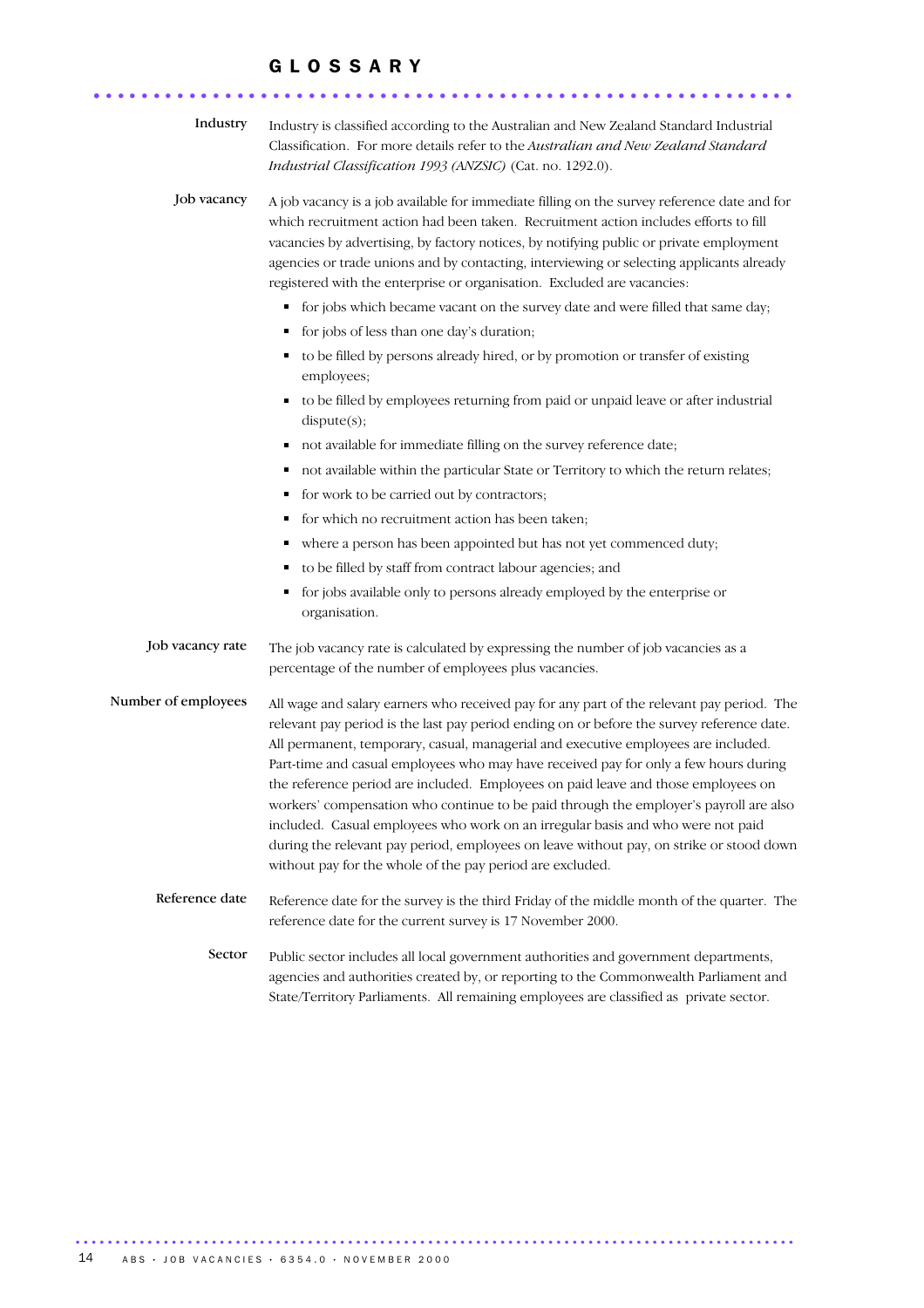# GLOSSARY

**Industry**

Industry is classified according to the Australian and New Zealand Standard Industrial Classification. For more details refer to the *Australian and New Zealand Standard Industrial Classification 1993 (ANZSIC)* (Cat. no. 1292.0).

**Job vacancy**

A job vacancy is a job available for immediate filling on the survey reference date and for which recruitment action had been taken. Recruitment action includes efforts to fill vacancies by advertising, by factory notices, by notifying public or private employment agencies or trade unions and by contacting, interviewing or selecting applicants already registered with the enterprise or organisation. Excluded are vacancies:

- for jobs which became vacant on the survey date and were filled that same day;
- for jobs of less than one day's duration;
- to be filled by persons already hired, or by promotion or transfer of existing employees;
- to be filled by employees returning from paid or unpaid leave or after industrial dispute(s);
- not available for immediate filling on the survey reference date;
- not available within the particular State or Territory to which the return relates;
- for work to be carried out by contractors;
- for which no recruitment action has been taken;
- where a person has been appointed but has not yet commenced duty;
- to be filled by staff from contract labour agencies; and
- for jobs available only to persons already employed by the enterprise or organisation.

**Job vacancy rate**

The job vacancy rate is calculated by expressing the number of job vacancies as a percentage of the number of employees plus vacancies.

**Number of employees**

All wage and salary earners who received pay for any part of the relevant pay period. The relevant pay period is the last pay period ending on or before the survey reference date. All permanent, temporary, casual, managerial and executive employees are included. Part-time and casual employees who may have received pay for only a few hours during the reference period are included. Employees on paid leave and those employees on workers' compensation who continue to be paid through the employer's payroll are also included. Casual employees who work on an irregular basis and who were not paid during the relevant pay period, employees on leave without pay, on strike or stood down without pay for the whole of the pay period are excluded.

**Reference date**

Reference date for the survey is the third Friday of the middle month of the quarter. The reference date for the current survey is 17 November 2000.

**Sector**

Public sector includes all local government authorities and government departments, agencies and authorities created by, or reporting to the Commonwealth Parliament and State/Territory Parliaments. All remaining employees are classified as private sector.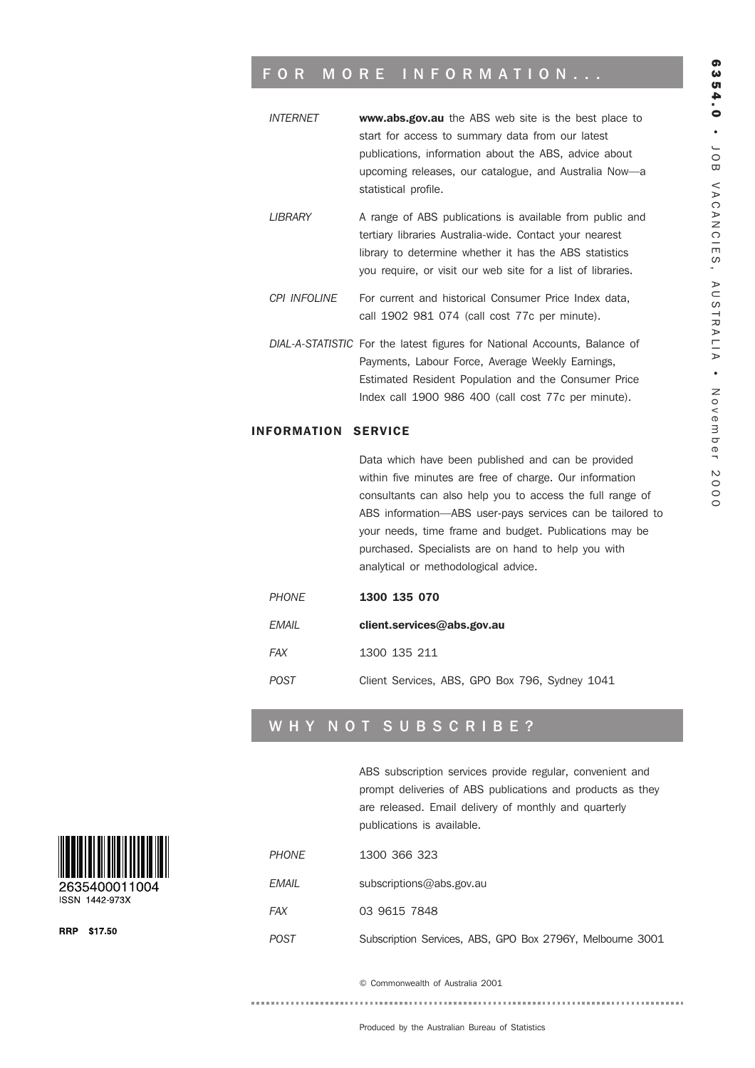## FOR MORE INFORMATION...

*INTERNET* **www.abs.gov.au** the ABS web site is the best place to start for access to summary data from our latest publications, information about the ABS, advice about upcoming releases, our catalogue, and Australia Now—a statistical profile.

*LIBRARY* A range of ABS publications is available from public and tertiary libraries Australia-wide. Contact your nearest library to determine whether it has the ABS statistics you require, or visit our web site for a list of libraries.

*CPI INFOLINE* For current and historical Consumer Price Index data, call 1902 981 074 (call cost 77c per minute).

*DIAL-A-STATISTIC* For the latest figures for National Accounts, Balance of Payments, Labour Force, Average Weekly Earnings, Estimated Resident Population and the Consumer Price Index call 1900 986 400 (call cost 77c per minute).

### INFORMATION SERVICE

Data which have been published and can be provided within five minutes are free of charge. Our information consultants can also help you to access the full range of ABS information—ABS user-pays services can be tailored to your needs, time frame and budget. Publications may be purchased. Specialists are on hand to help you with analytical or methodological advice.

*PHONE* **1300 135 070**

*EMAIL* **client.services@abs.gov.au**

*FAX* 1300 135 211

*POST* Client Services, ABS, GPO Box 796, Sydney 1041

## WHY NOT SUBSCRIBE?

ABS subscription services provide regular, convenient and prompt deliveries of ABS publications and products as they are released. Email delivery of monthly and quarterly publications is available.

*PHONE* 1300 366 323

*EMAIL* subscriptions@abs.gov.au

*FAX* 03 9615 7848

*POST* Subscription Services, ABS, GPO Box 2796Y, Melbourne 3001

2635400011004

ISSN 1442-973X

**RRP $17.50**

© Commonwealth of Australia 2001

Produced by the Australian Bureau of Statistics